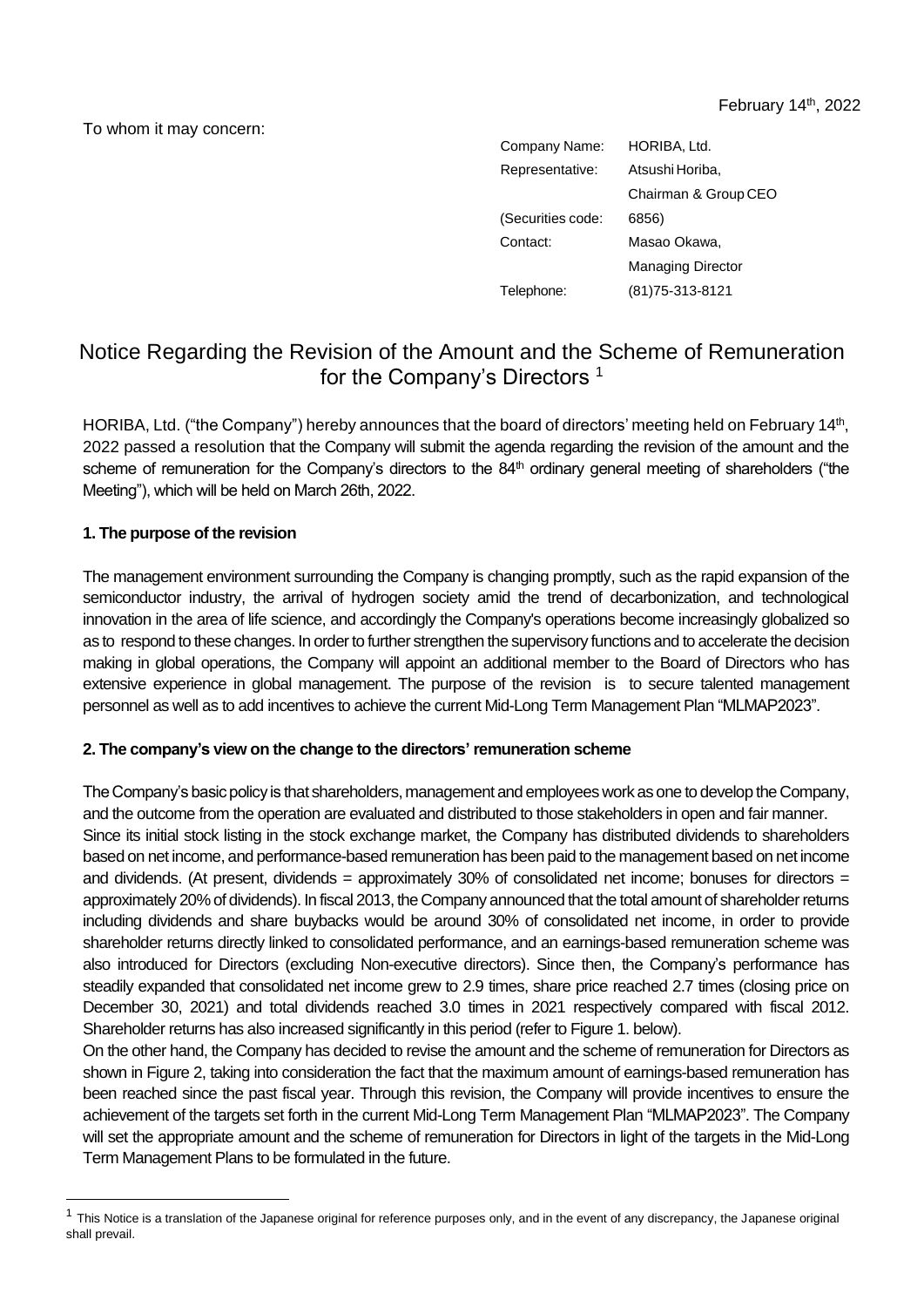February 14th, 2022

To whom it may concern:

| Company Name: | HORIBA, Ltd. |
|---|---|
| Representative: | Atsushi Horiba, Chairman & Group CEO |
| (Securities code: | 6856) |
| Contact: | Masao Okawa, Managing Director |
| Telephone: | (81)75-313-8121 |

# Notice Regarding the Revision of the Amount and the Scheme of Remuneration for the Company's Directors [1]

HORIBA, Ltd. ("the Company") hereby announces that the board of directors' meeting held on February 14th, 2022 passed a resolution that the Company will submit the agenda regarding the revision of the amount and the scheme of remuneration for the Company's directors to the 84th ordinary general meeting of shareholders ("the Meeting"), which will be held on March 26th, 2022.

## 1. The purpose of the revision

The management environment surrounding the Company is changing promptly, such as the rapid expansion of the semiconductor industry, the arrival of hydrogen society amid the trend of decarbonization, and technological innovation in the area of life science, and accordingly the Company's operations become increasingly globalized so as to respond to these changes. In order to further strengthen the supervisory functions and to accelerate the decision making in global operations, the Company will appoint an additional member to the Board of Directors who has extensive experience in global management. The purpose of the revision is to secure talented management personnel as well as to add incentives to achieve the current Mid-Long Term Management Plan "MLMAP2023".

## 2. The company's view on the change to the directors' remuneration scheme

The Company's basic policy is that shareholders, management and employees work as one to develop the Company, and the outcome from the operation are evaluated and distributed to those stakeholders in open and fair manner.
Since its initial stock listing in the stock exchange market, the Company has distributed dividends to shareholders based on net income, and performance-based remuneration has been paid to the management based on net income and dividends. (At present, dividends = approximately 30% of consolidated net income; bonuses for directors = approximately 20% of dividends). In fiscal 2013, the Company announced that the total amount of shareholder returns including dividends and share buybacks would be around 30% of consolidated net income, in order to provide shareholder returns directly linked to consolidated performance, and an earnings-based remuneration scheme was also introduced for Directors (excluding Non-executive directors). Since then, the Company's performance has steadily expanded that consolidated net income grew to 2.9 times, share price reached 2.7 times (closing price on December 30, 2021) and total dividends reached 3.0 times in 2021 respectively compared with fiscal 2012. Shareholder returns has also increased significantly in this period (refer to Figure 1. below).
On the other hand, the Company has decided to revise the amount and the scheme of remuneration for Directors as shown in Figure 2, taking into consideration the fact that the maximum amount of earnings-based remuneration has been reached since the past fiscal year. Through this revision, the Company will provide incentives to ensure the achievement of the targets set forth in the current Mid-Long Term Management Plan "MLMAP2023". The Company will set the appropriate amount and the scheme of remuneration for Directors in light of the targets in the Mid-Long Term Management Plans to be formulated in the future.

[1] This Notice is a translation of the Japanese original for reference purposes only, and in the event of any discrepancy, the Japanese original shall prevail.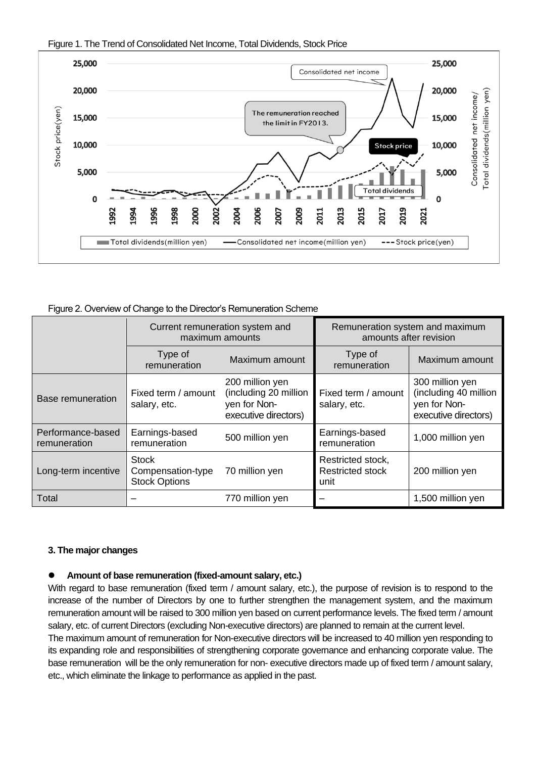Figure 1. The Trend of Consolidated Net Income, Total Dividends, Stock Price

Figure 2. Overview of Change to the Director's Remuneration Scheme

| | Current remuneration system and maximum amounts | | Remuneration system and maximum amounts after revision | |
|---|---|---|---|---|
| | Type of remuneration | Maximum amount | Type of remuneration | Maximum amount |
| Base remuneration | Fixed term / amount salary, etc. | 200 million yen (including 20 million yen for Non-executive directors) | Fixed term / amount salary, etc. | 300 million yen (including 40 million yen for Non-executive directors) |
| Performance-based remuneration | Earnings-based remuneration | 500 million yen | Earnings-based remuneration | 1,000 million yen |
| Long-term incentive | Stock Compensation-type Stock Options | 70 million yen | Restricted stock, Restricted stock unit | 200 million yen |
| Total | – | 770 million yen | – | 1,500 million yen |

### 3. The major changes

- **Amount of base remuneration (fixed-amount salary, etc.)**

With regard to base remuneration (fixed term / amount salary, etc.), the purpose of revision is to respond to the increase of the number of Directors by one to further strengthen the management system, and the maximum remuneration amount will be raised to 300 million yen based on current performance levels. The fixed term / amount salary, etc. of current Directors (excluding Non-executive directors) are planned to remain at the current level.

The maximum amount of remuneration for Non-executive directors will be increased to 40 million yen responding to its expanding role and responsibilities of strengthening corporate governance and enhancing corporate value. The base remuneration will be the only remuneration for non- executive directors made up of fixed term / amount salary, etc., which eliminate the linkage to performance as applied in the past.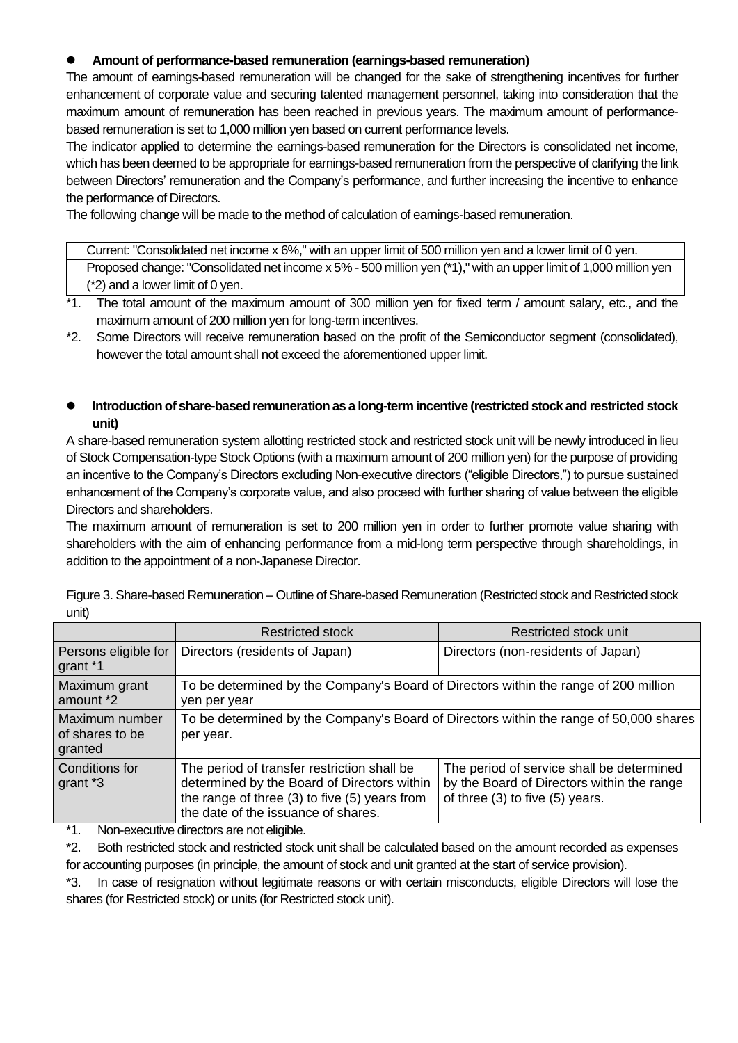- **Amount of performance-based remuneration (earnings-based remuneration)**

The amount of earnings-based remuneration will be changed for the sake of strengthening incentives for further enhancement of corporate value and securing talented management personnel, taking into consideration that the maximum amount of remuneration has been reached in previous years. The maximum amount of performance-based remuneration is set to 1,000 million yen based on current performance levels.

The indicator applied to determine the earnings-based remuneration for the Directors is consolidated net income, which has been deemed to be appropriate for earnings-based remuneration from the perspective of clarifying the link between Directors' remuneration and the Company's performance, and further increasing the incentive to enhance the performance of Directors.

The following change will be made to the method of calculation of earnings-based remuneration.

| Current: "Consolidated net income x 6%," with an upper limit of 500 million yen and a lower limit of 0 yen. |
|---|
| Proposed change: "Consolidated net income x 5% - 500 million yen (*1)," with an upper limit of 1,000 million yen (*2) and a lower limit of 0 yen. |

*1. The total amount of the maximum amount of 300 million yen for fixed term / amount salary, etc., and the maximum amount of 200 million yen for long-term incentives.

*2. Some Directors will receive remuneration based on the profit of the Semiconductor segment (consolidated), however the total amount shall not exceed the aforementioned upper limit.

- **Introduction of share-based remuneration as a long-term incentive (restricted stock and restricted stock unit)**

A share-based remuneration system allotting restricted stock and restricted stock unit will be newly introduced in lieu of Stock Compensation-type Stock Options (with a maximum amount of 200 million yen) for the purpose of providing an incentive to the Company's Directors excluding Non-executive directors ("eligible Directors,") to pursue sustained enhancement of the Company's corporate value, and also proceed with further sharing of value between the eligible Directors and shareholders.

The maximum amount of remuneration is set to 200 million yen in order to further promote value sharing with shareholders with the aim of enhancing performance from a mid-long term perspective through shareholdings, in addition to the appointment of a non-Japanese Director.

Figure 3. Share-based Remuneration – Outline of Share-based Remuneration (Restricted stock and Restricted stock unit)

| | Restricted stock | Restricted stock unit |
|---|---|---|
| Persons eligible for grant *1 | Directors (residents of Japan) | Directors (non-residents of Japan) |
| Maximum grant amount *2 | To be determined by the Company's Board of Directors within the range of 200 million yen per year | |
| Maximum number of shares to be granted | To be determined by the Company's Board of Directors within the range of 50,000 shares per year. | |
| Conditions for grant *3 | The period of transfer restriction shall be determined by the Board of Directors within the range of three (3) to five (5) years from the date of the issuance of shares. | The period of service shall be determined by the Board of Directors within the range of three (3) to five (5) years. |

*1. Non-executive directors are not eligible.

*2. Both restricted stock and restricted stock unit shall be calculated based on the amount recorded as expenses for accounting purposes (in principle, the amount of stock and unit granted at the start of service provision).

*3. In case of resignation without legitimate reasons or with certain misconducts, eligible Directors will lose the shares (for Restricted stock) or units (for Restricted stock unit).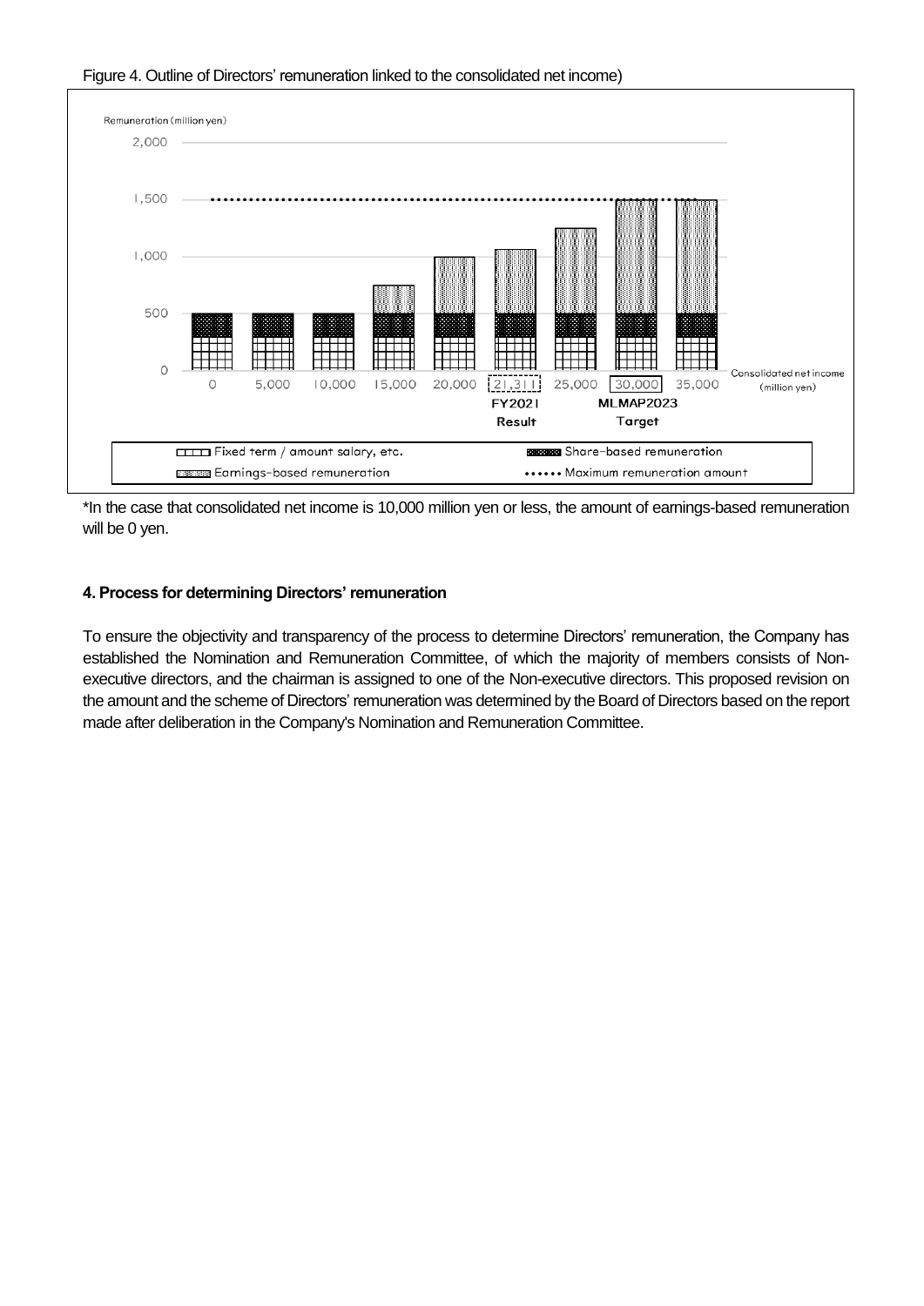Figure 4. Outline of Directors' remuneration linked to the consolidated net income)

Remuneration (million yen)

2,000

1,500

1,000

500

0

0 5,000 10,000 15,000 20,000 21,311 25,000 30,000 35,000

Consolidated net income (million yen)

FY2021 Result

MLMAP2023 Target

Fixed term / amount salary, etc.

Share-based remuneration

Earnings-based remuneration

Maximum remuneration amount

*In the case that consolidated net income is 10,000 million yen or less, the amount of earnings-based remuneration will be 0 yen.

#### 4. Process for determining Directors' remuneration

To ensure the objectivity and transparency of the process to determine Directors' remuneration, the Company has established the Nomination and Remuneration Committee, of which the majority of members consists of Non-executive directors, and the chairman is assigned to one of the Non-executive directors. This proposed revision on the amount and the scheme of Directors' remuneration was determined by the Board of Directors based on the report made after deliberation in the Company's Nomination and Remuneration Committee.